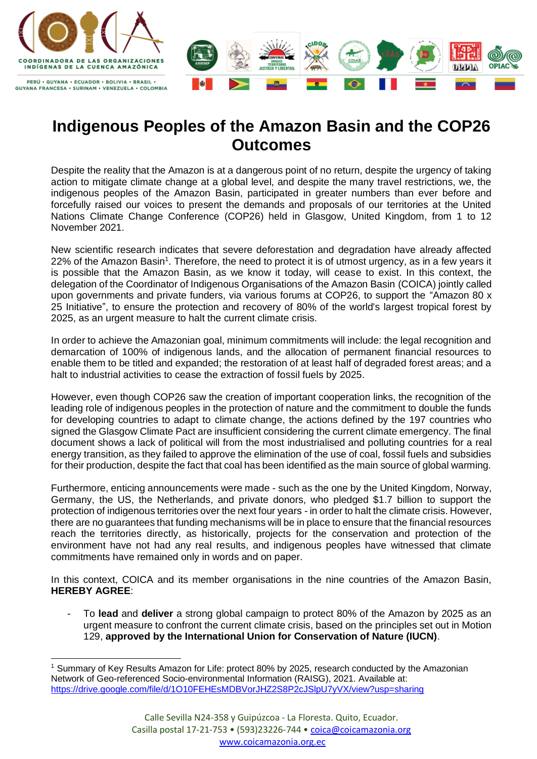COORDINADORA DE LAS ORGANIZACIONES INDÍGENAS DE LA CUENCA AMAZÓNICA

PERÚ • GUYANA • ECUADOR • BOLIVIA • BRASIL • GUYANA FRANCESA • SURINAM • VENEZUELA • COLOMBIA

# Indigenous Peoples of the Amazon Basin and the COP26 Outcomes

Despite the reality that the Amazon is at a dangerous point of no return, despite the urgency of taking action to mitigate climate change at a global level, and despite the many travel restrictions, we, the indigenous peoples of the Amazon Basin, participated in greater numbers than ever before and forcefully raised our voices to present the demands and proposals of our territories at the United Nations Climate Change Conference (COP26) held in Glasgow, United Kingdom, from 1 to 12 November 2021.

New scientific research indicates that severe deforestation and degradation have already affected 22% of the Amazon Basin[1]. Therefore, the need to protect it is of utmost urgency, as in a few years it is possible that the Amazon Basin, as we know it today, will cease to exist. In this context, the delegation of the Coordinator of Indigenous Organisations of the Amazon Basin (COICA) jointly called upon governments and private funders, via various forums at COP26, to support the "Amazon 80 x 25 Initiative", to ensure the protection and recovery of 80% of the world's largest tropical forest by 2025, as an urgent measure to halt the current climate crisis.

In order to achieve the Amazonian goal, minimum commitments will include: the legal recognition and demarcation of 100% of indigenous lands, and the allocation of permanent financial resources to enable them to be titled and expanded; the restoration of at least half of degraded forest areas; and a halt to industrial activities to cease the extraction of fossil fuels by 2025.

However, even though COP26 saw the creation of important cooperation links, the recognition of the leading role of indigenous peoples in the protection of nature and the commitment to double the funds for developing countries to adapt to climate change, the actions defined by the 197 countries who signed the Glasgow Climate Pact are insufficient considering the current climate emergency. The final document shows a lack of political will from the most industrialised and polluting countries for a real energy transition, as they failed to approve the elimination of the use of coal, fossil fuels and subsidies for their production, despite the fact that coal has been identified as the main source of global warming.

Furthermore, enticing announcements were made - such as the one by the United Kingdom, Norway, Germany, the US, the Netherlands, and private donors, who pledged $1.7 billion to support the protection of indigenous territories over the next four years - in order to halt the climate crisis. However, there are no guarantees that funding mechanisms will be in place to ensure that the financial resources reach the territories directly, as historically, projects for the conservation and protection of the environment have not had any real results, and indigenous peoples have witnessed that climate commitments have remained only in words and on paper.

In this context, COICA and its member organisations in the nine countries of the Amazon Basin, **HEREBY AGREE**:

- To **lead** and **deliver** a strong global campaign to protect 80% of the Amazon by 2025 as an urgent measure to confront the current climate crisis, based on the principles set out in Motion 129, **approved by the International Union for Conservation of Nature (IUCN)**.

[1] Summary of Key Results Amazon for Life: protect 80% by 2025, research conducted by the Amazonian Network of Geo-referenced Socio-environmental Information (RAISG), 2021. Available at: https://drive.google.com/file/d/1O10FEHEsMDBVorJHZ2S8P2cJSlpU7yVX/view?usp=sharing

Calle Sevilla N24-358 y Guipúzcoa - La Floresta. Quito, Ecuador.
Casilla postal 17-21-753 • (593)23226-744 • coica@coicamazonia.org
www.coicamazonia.org.ec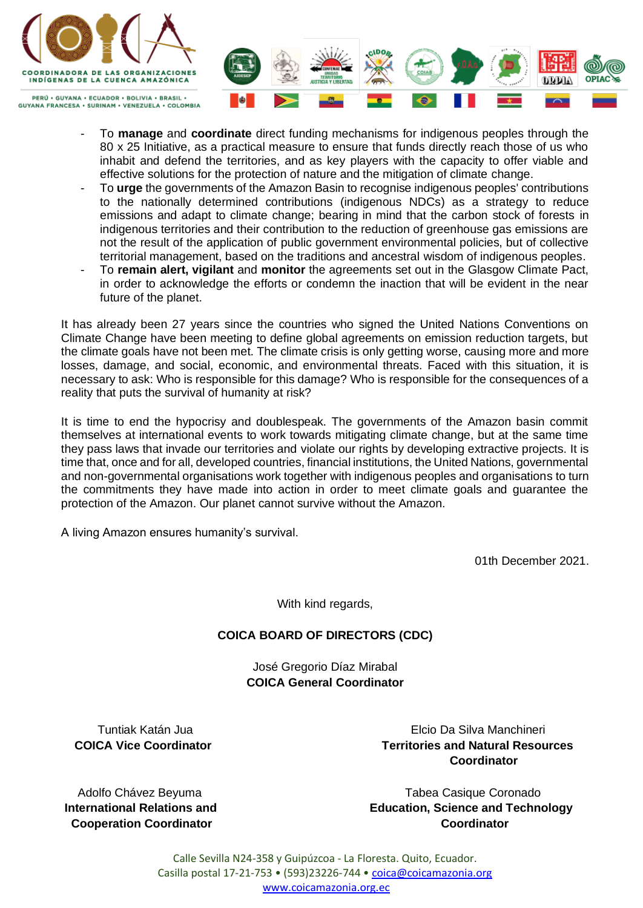- To **manage** and **coordinate** direct funding mechanisms for indigenous peoples through the 80 x 25 Initiative, as a practical measure to ensure that funds directly reach those of us who inhabit and defend the territories, and as key players with the capacity to offer viable and effective solutions for the protection of nature and the mitigation of climate change.
- To **urge** the governments of the Amazon Basin to recognise indigenous peoples' contributions to the nationally determined contributions (indigenous NDCs) as a strategy to reduce emissions and adapt to climate change; bearing in mind that the carbon stock of forests in indigenous territories and their contribution to the reduction of greenhouse gas emissions are not the result of the application of public government environmental policies, but of collective territorial management, based on the traditions and ancestral wisdom of indigenous peoples.
- To **remain alert, vigilant** and **monitor** the agreements set out in the Glasgow Climate Pact, in order to acknowledge the efforts or condemn the inaction that will be evident in the near future of the planet.

It has already been 27 years since the countries who signed the United Nations Conventions on Climate Change have been meeting to define global agreements on emission reduction targets, but the climate goals have not been met. The climate crisis is only getting worse, causing more and more losses, damage, and social, economic, and environmental threats. Faced with this situation, it is necessary to ask: Who is responsible for this damage? Who is responsible for the consequences of a reality that puts the survival of humanity at risk?

It is time to end the hypocrisy and doublespeak. The governments of the Amazon basin commit themselves at international events to work towards mitigating climate change, but at the same time they pass laws that invade our territories and violate our rights by developing extractive projects. It is time that, once and for all, developed countries, financial institutions, the United Nations, governmental and non-governmental organisations work together with indigenous peoples and organisations to turn the commitments they have made into action in order to meet climate goals and guarantee the protection of the Amazon. Our planet cannot survive without the Amazon.

A living Amazon ensures humanity's survival.

01th December 2021.

With kind regards,

**COICA BOARD OF DIRECTORS (CDC)**

José Gregorio Díaz Mirabal
**COICA General Coordinator**

Tuntiak Katán Jua
**COICA Vice Coordinator**

Elcio Da Silva Manchineri
**Territories and Natural Resources Coordinator**

Adolfo Chávez Beyuma
**International Relations and Cooperation Coordinator**

Tabea Casique Coronado
**Education, Science and Technology Coordinator**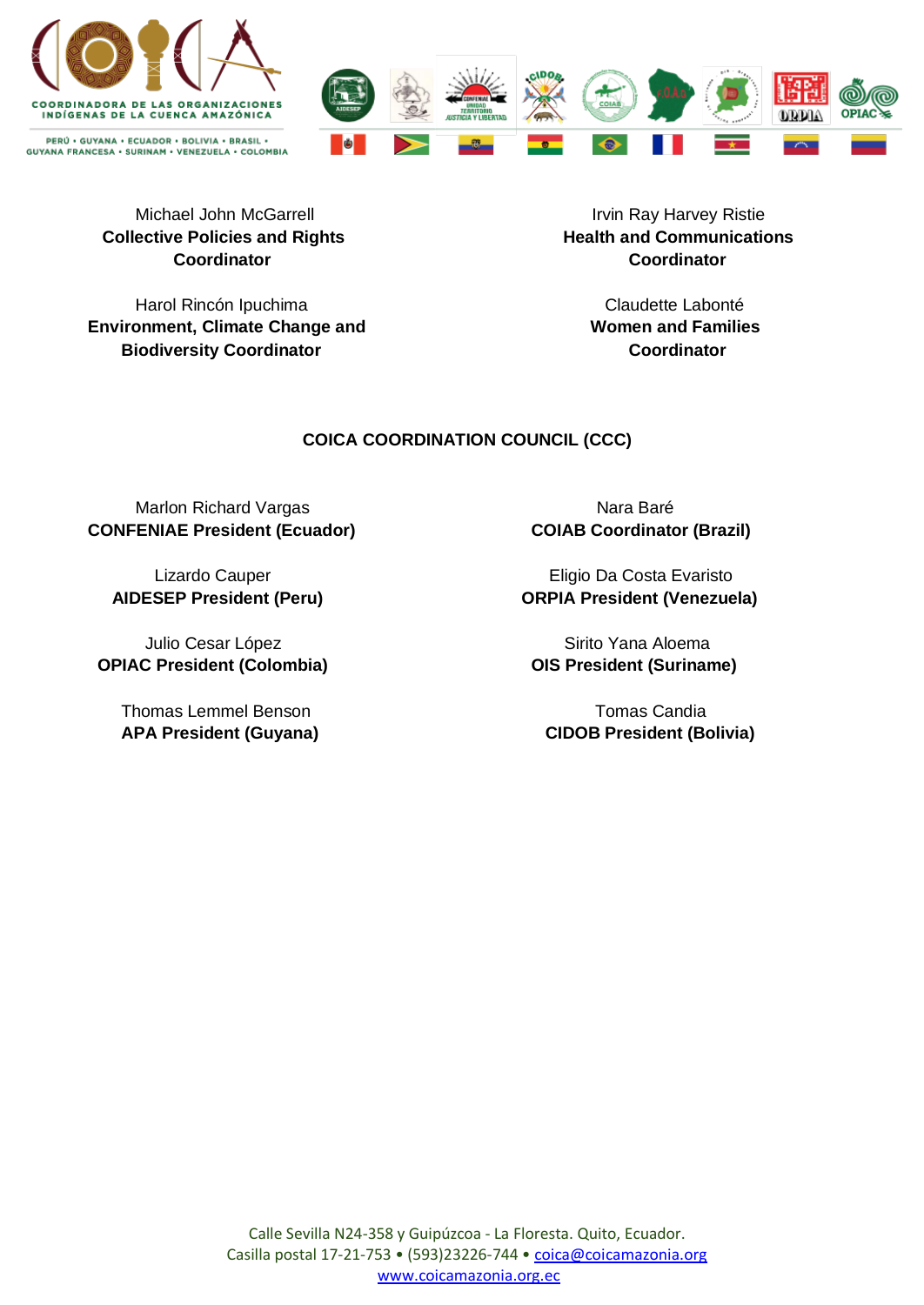Michael John McGarrell
**Collective Policies and Rights Coordinator**

Irvin Ray Harvey Ristie
**Health and Communications Coordinator**

Harol Rincón Ipuchima
**Environment, Climate Change and Biodiversity Coordinator**

Claudette Labonté
**Women and Families Coordinator**

**COICA COORDINATION COUNCIL (CCC)**

Marlon Richard Vargas
**CONFENIAE President (Ecuador)**

Nara Baré
**COIAB Coordinator (Brazil)**

Lizardo Cauper
**AIDESEP President (Peru)**

Eligio Da Costa Evaristo
**ORPIA President (Venezuela)**

Julio Cesar López
**OPIAC President (Colombia)**

Sirito Yana Aloema
**OIS President (Suriname)**

Thomas Lemmel Benson
**APA President (Guyana)**

Tomas Candia
**CIDOB President (Bolivia)**